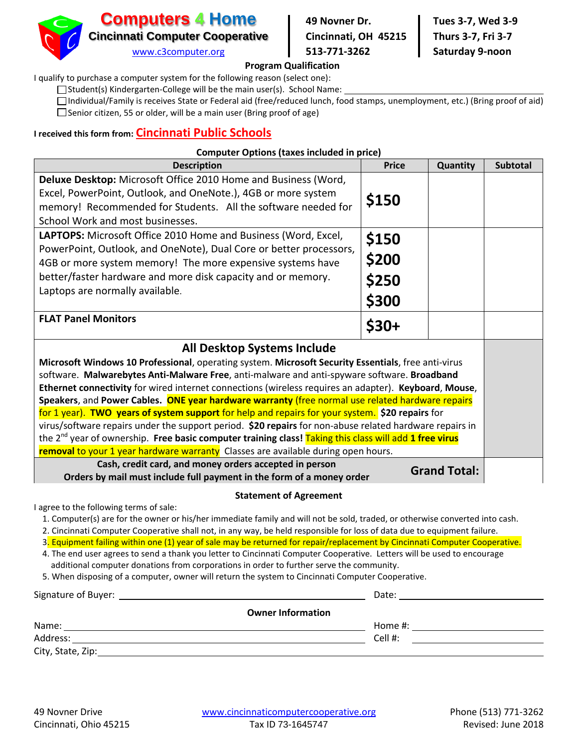# Computers 4 Home

**Cincinnati Computer Cooperative**

www.c3computer.org

**49 Novner Dr.**
**Cincinnati, OH 45215**
**513-771-3262**

**Tues 3-7, Wed 3-9**
**Thurs 3-7, Fri 3-7**
**Saturday 9-noon**

### Program Qualification

I qualify to purchase a computer system for the following reason (select one):

- ☐ Student(s) Kindergarten-College will be the main user(s). School Name: ______________________
- ☐ Individual/Family is receives State or Federal aid (free/reduced lunch, food stamps, unemployment, etc.) (Bring proof of aid)
- ☐ Senior citizen, 55 or older, will be a main user (Bring proof of age)

**I received this form from: Cincinnati Public Schools**

### Computer Options (taxes included in price)

| Description | Price | Quantity | Subtotal |
|---|---|---|---|
| **Deluxe Desktop:** Microsoft Office 2010 Home and Business (Word, Excel, PowerPoint, Outlook, and OneNote.), 4GB or more system memory! Recommended for Students. All the software needed for School Work and most businesses. | **$150** | | |
| **LAPTOPS:** Microsoft Office 2010 Home and Business (Word, Excel, PowerPoint, Outlook, and OneNote), Dual Core or better processors, 4GB or more system memory! The more expensive systems have better/faster hardware and more disk capacity and or memory. Laptops are normally available. | **$150** **$200** **$250** **$300** | | |
| **FLAT Panel Monitors** | **$30+** | | |

### All Desktop Systems Include

**Microsoft Windows 10 Professional**, operating system. **Microsoft Security Essentials**, free anti-virus software. **Malwarebytes Anti-Anti-Malware Free**, anti-malware and anti-spyware software. **Broadband Ethernet connectivity** for wired internet connections (wireless requires an adapter). **Keyboard**, **Mouse**, **Speakers**, and **Power Cables.** **ONE year hardware warranty** (free normal use related hardware repairs for 1 year). **TWO years of system support** for help and repairs for your system. **$20 repairs** for virus/software repairs under the support period. **$20 repairs** for non-abuse related hardware repairs in the 2nd year of ownership. **Free basic computer training class!** Taking this class will add **1 free virus removal** to your 1 year hardware warranty Classes are available during open hours.

**Cash, credit card, and money orders accepted in person**
**Orders by mail must include full payment in the form of a money order**

**Grand Total:** ________

### Statement of Agreement

I agree to the following terms of sale:

1. Computer(s) are for the owner or his/her immediate family and will not be sold, traded, or otherwise converted into cash.
2. Cincinnati Computer Cooperative shall not, in any way, be held responsible for loss of data due to equipment failure.
3. Equipment failing within one (1) year of sale may be returned for repair/replacement by Cincinnati Computer Cooperative.
4. The end user agrees to send a thank you letter to Cincinnati Computer Cooperative. Letters will be used to encourage additional computer donations from corporations in order to further serve the community.
5. When disposing of a computer, owner will return the system to Cincinnati Computer Cooperative.

Signature of Buyer: ______________________ Date: ____________

### Owner Information

Name: ______________________ Home #: ____________

Address: ______________________ Cell #: ____________

City, State, Zip: ______________________

49 Novner Drive
Cincinnati, Ohio 45215

www.cincinnaticomputercooperative.org
Tax ID 73-1645747

Phone (513) 771-3262
Revised: June 2018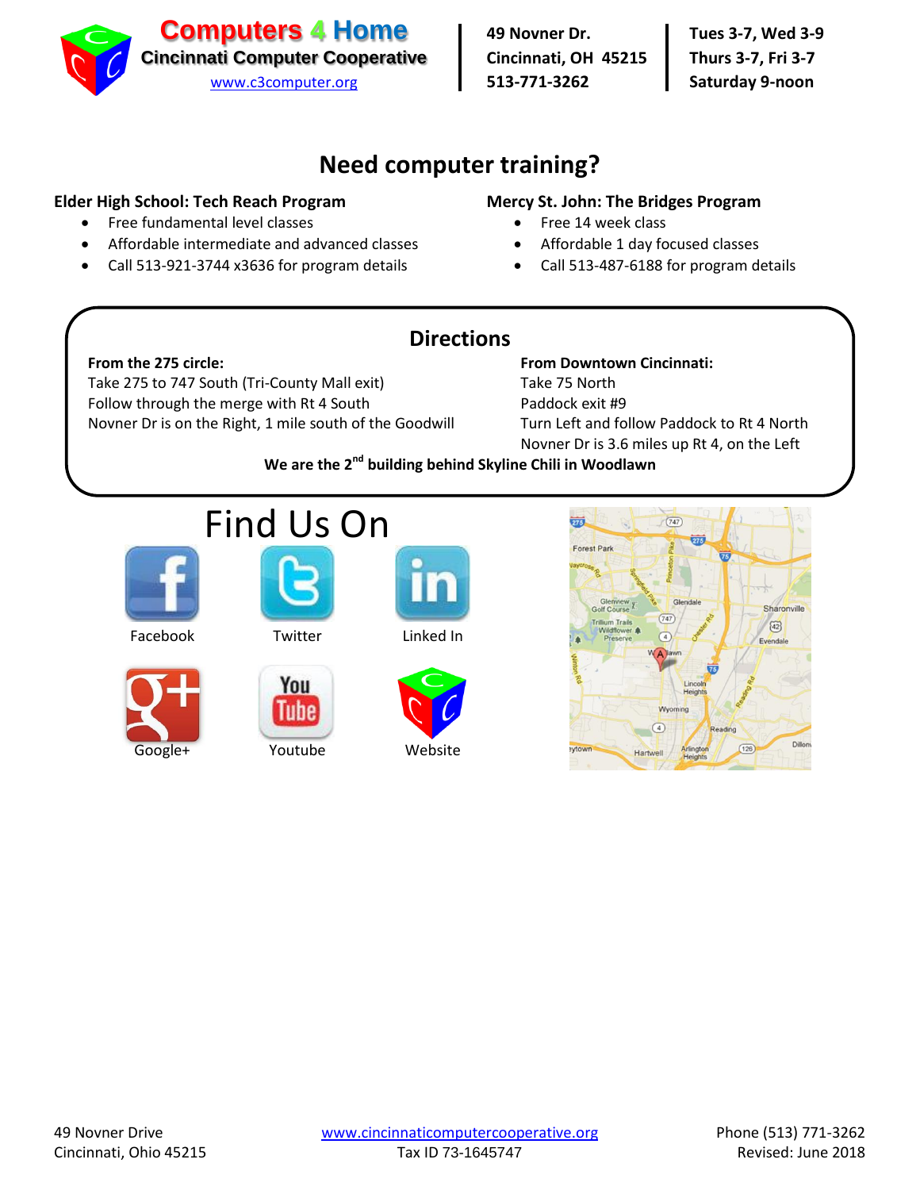**Computers 4 Home**
**Cincinnati Computer Cooperative**
www.c3computer.org

**49 Novner Dr.**
**Cincinnati, OH 45215**
**513-771-3262**

**Tues 3-7, Wed 3-9**
**Thurs 3-7, Fri 3-7**
**Saturday 9-noon**

## Need computer training?

**Elder High School: Tech Reach Program**

- Free fundamental level classes
- Affordable intermediate and advanced classes
- Call 513-921-3744 x3636 for program details

**Mercy St. John: The Bridges Program**

- Free 14 week class
- Affordable 1 day focused classes
- Call 513-487-6188 for program details

## Directions

**From the 275 circle:**
Take 275 to 747 South (Tri-County Mall exit)
Follow through the merge with Rt 4 South
Novner Dr is on the Right, 1 mile south of the Goodwill

**From Downtown Cincinnati:**
Take 75 North
Paddock exit #9
Turn Left and follow Paddock to Rt 4 North
Novner Dr is 3.6 miles up Rt 4, on the Left

**We are the 2nd building behind Skyline Chili in Woodlawn**

# Find Us On

Facebook
Twitter
Linked In
Google+
Youtube
Website

49 Novner Drive
Cincinnati, Ohio 45215

www.cincinnaticomputercooperative.org
Tax ID 73-1645747

Phone (513) 771-3262
Revised: June 2018